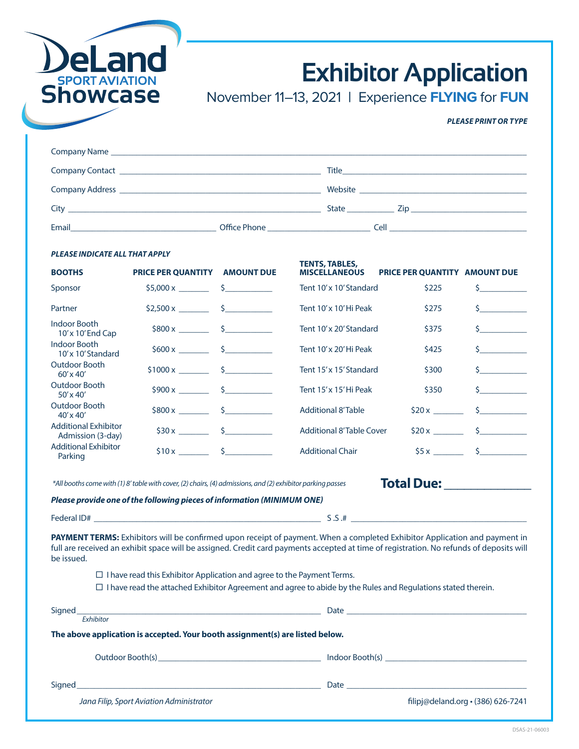# DeLand SPORT AVIATION Showcase

# Exhibitor Application

November 11–13, 2021 | Experience **FLYING** for **FUN**

***PLEASE PRINT OR TYPE***

Company Name ______________________________________________

Company Contact ______________________________ Title ______________________________

Company Address ______________________________ Website ______________________________

City ______________________________ State __________ Zip ______________________

Email ______________________ Office Phone ____________________ Cell ______________________

***PLEASE INDICATE ALL THAT APPLY***

| BOOTHS | PRICE PER QUANTITY | AMOUNT DUE | TENTS, TABLES, MISCELLANEOUS | PRICE PER QUANTITY | AMOUNT DUE |
|---|---|---|---|---|---|
| Sponsor | $5,000 x _______ | $__________ | Tent 10' x 10' Standard | $225 | $__________ |
| Partner | $2,500 x _______ | $__________ | Tent 10' x 10' Hi Peak | $275 | $__________ |
| Indoor Booth 10' x 10' End Cap | $800 x _______ | $__________ | Tent 10' x 20' Standard | $375 | $__________ |
| Indoor Booth 10' x 10' Standard | $600 x _______ | $__________ | Tent 10' x 20' Hi Peak | $425 | $__________ |
| Outdoor Booth 60' x 40' | $1000 x _______ | $__________ | Tent 15' x 15' Standard | $300 | $__________ |
| Outdoor Booth 50' x 40' | $900 x _______ | $__________ | Tent 15' x 15' Hi Peak | $350 | $__________ |
| Outdoor Booth 40' x 40' | $800 x _______ | $__________ | Additional 8' Table | $20 x _______ | $__________ |
| Additional Exhibitor Admission (3-day) | $30 x _______ | $__________ | Additional 8' Table Cover | $20 x _______ | $__________ |
| Additional Exhibitor Parking | $10 x _______ | $__________ | Additional Chair | $5 x _______ | $__________ |

*\*All booths come with (1) 8' table with cover, (2) chairs, (4) admissions, and (2) exhibitor parking passes*

**Total Due:** ______________

***Please provide one of the following pieces of information (MINIMUM ONE)***

Federal ID# ______________________________ S.S.# ______________________________

**PAYMENT TERMS:** Exhibitors will be confirmed upon receipt of payment. When a completed Exhibitor Application and payment in full are received an exhibit space will be assigned. Credit card payments accepted at time of registration. No refunds of deposits will be issued.

☐ I have read this Exhibitor Application and agree to the Payment Terms.

☐ I have read the attached Exhibitor Agreement and agree to abide by the Rules and Regulations stated therein.

Signed ______________________________ Date ______________________________
*Exhibitor*

**The above application is accepted. Your booth assignment(s) are listed below.**

Outdoor Booth(s) ______________________________ Indoor Booth(s) ______________________________

Signed ______________________________ Date ______________________________

*Jana Filip, Sport Aviation Administrator*

filipj@deland.org • (386) 626-7241

DSAS-21-06003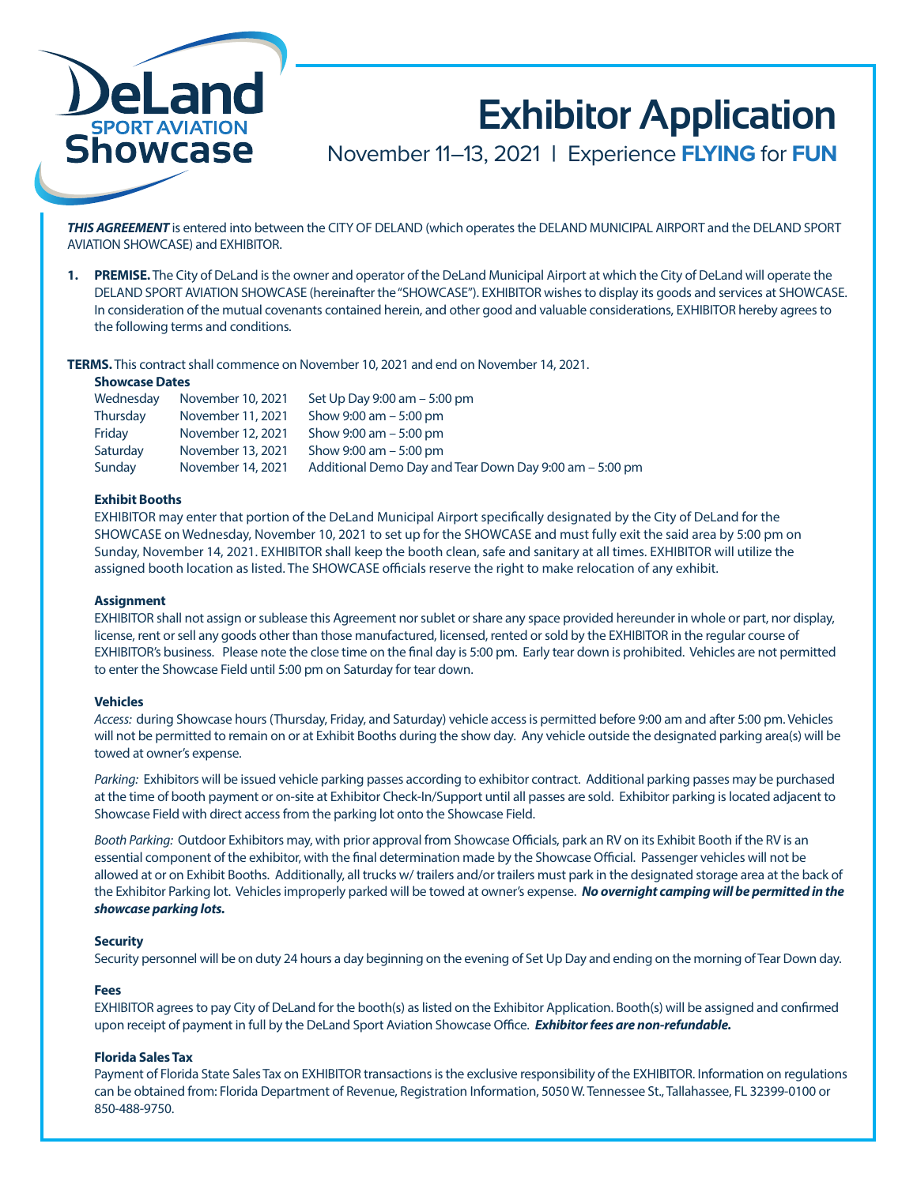# Exhibitor Application

November 11–13, 2021 | Experience **FLYING** for **FUN**

***THIS AGREEMENT*** is entered into between the CITY OF DELAND (which operates the DELAND MUNICIPAL AIRPORT and the DELAND SPORT AVIATION SHOWCASE) and EXHIBITOR.

1. **PREMISE.** The City of DeLand is the owner and operator of the DeLand Municipal Airport at which the City of DeLand will operate the DELAND SPORT AVIATION SHOWCASE (hereinafter the "SHOWCASE"). EXHIBITOR wishes to display its goods and services at SHOWCASE. In consideration of the mutual covenants contained herein, and other good and valuable considerations, EXHIBITOR hereby agrees to the following terms and conditions.

**TERMS.** This contract shall commence on November 10, 2021 and end on November 14, 2021.

**Showcase Dates**

| | | |
|---|---|---|
| Wednesday | November 10, 2021 | Set Up Day 9:00 am – 5:00 pm |
| Thursday | November 11, 2021 | Show 9:00 am – 5:00 pm |
| Friday | November 12, 2021 | Show 9:00 am – 5:00 pm |
| Saturday | November 13, 2021 | Show 9:00 am – 5:00 pm |
| Sunday | November 14, 2021 | Additional Demo Day and Tear Down Day 9:00 am – 5:00 pm |

**Exhibit Booths**

EXHIBITOR may enter that portion of the DeLand Municipal Airport specifically designated by the City of DeLand for the SHOWCASE on Wednesday, November 10, 2021 to set up for the SHOWCASE and must fully exit the said area by 5:00 pm on Sunday, November 14, 2021. EXHIBITOR shall keep the booth clean, safe and sanitary at all times. EXHIBITOR will utilize the assigned booth location as listed. The SHOWCASE officials reserve the right to make relocation of any exhibit.

**Assignment**

EXHIBITOR shall not assign or sublease this Agreement nor sublet or share any space provided hereunder in whole or part, nor display, license, rent or sell any goods other than those manufactured, licensed, rented or sold by the EXHIBITOR in the regular course of EXHIBITOR's business. Please note the close time on the final day is 5:00 pm. Early tear down is prohibited. Vehicles are not permitted to enter the Showcase Field until 5:00 pm on Saturday for tear down.

**Vehicles**

*Access:* during Showcase hours (Thursday, Friday, and Saturday) vehicle access is permitted before 9:00 am and after 5:00 pm. Vehicles will not be permitted to remain on or at Exhibit Booths during the show day. Any vehicle outside the designated parking area(s) will be towed at owner's expense.

*Parking:* Exhibitors will be issued vehicle parking passes according to exhibitor contract. Additional parking passes may be purchased at the time of booth payment or on-site at Exhibitor Check-In/Support until all passes are sold. Exhibitor parking is located adjacent to Showcase Field with direct access from the parking lot onto the Showcase Field.

*Booth Parking:* Outdoor Exhibitors may, with prior approval from Showcase Officials, park an RV on its Exhibit Booth if the RV is an essential component of the exhibitor, with the final determination made by the Showcase Official. Passenger vehicles will not be allowed at or on Exhibit Booths. Additionally, all trucks w/ trailers and/or trailers must park in the designated storage area at the back of the Exhibitor Parking lot. Vehicles improperly parked will be towed at owner's expense. ***No overnight camping will be permitted in the showcase parking lots.***

**Security**

Security personnel will be on duty 24 hours a day beginning on the evening of Set Up Day and ending on the morning of Tear Down day.

**Fees**

EXHIBITOR agrees to pay City of DeLand for the booth(s) as listed on the Exhibitor Application. Booth(s) will be assigned and confirmed upon receipt of payment in full by the DeLand Sport Aviation Showcase Office. ***Exhibitor fees are non-refundable.***

**Florida Sales Tax**

Payment of Florida State Sales Tax on EXHIBITOR transactions is the exclusive responsibility of the EXHIBITOR. Information on regulations can be obtained from: Florida Department of Revenue, Registration Information, 5050 W. Tennessee St., Tallahassee, FL 32399-0100 or 850-488-9750.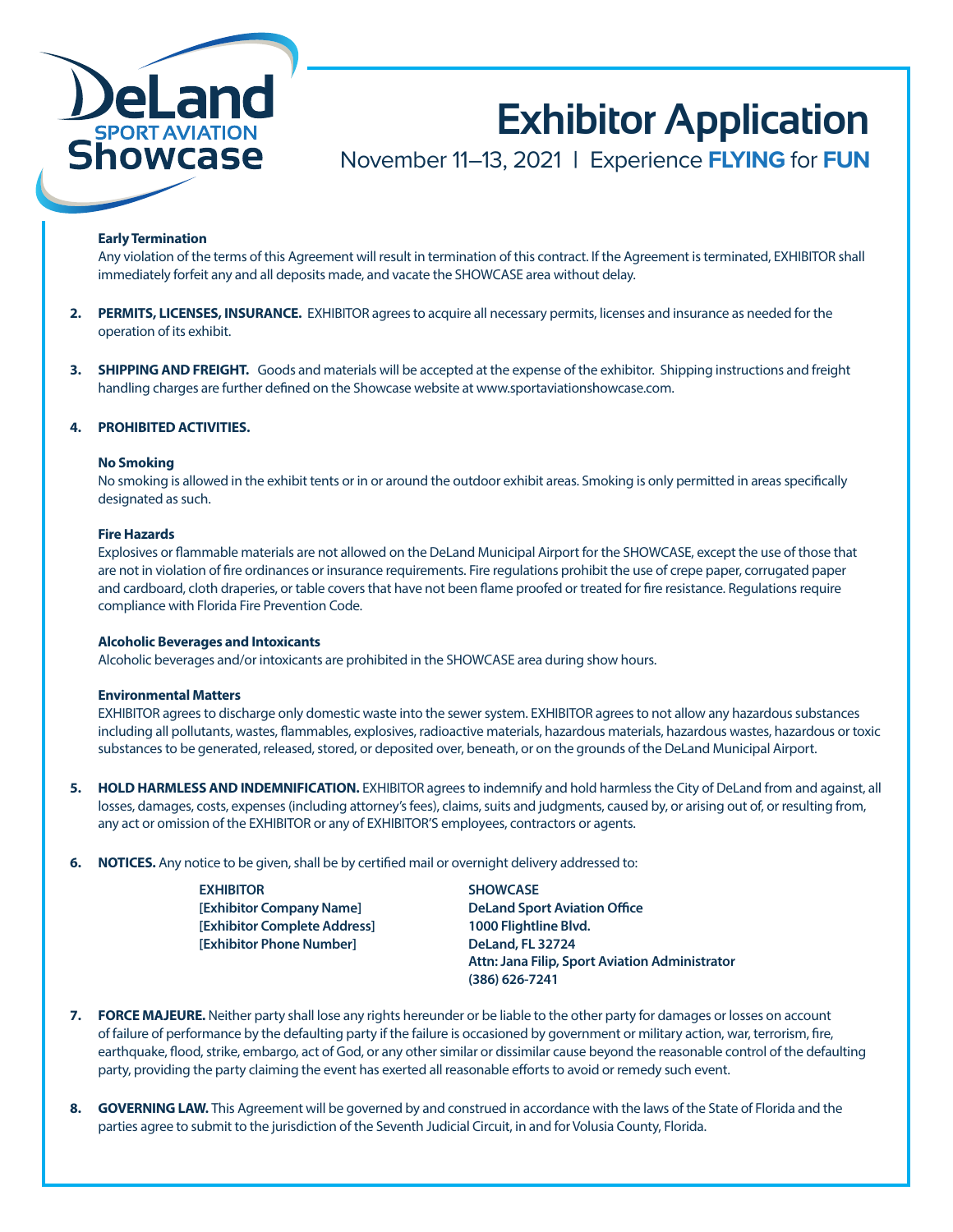# Exhibitor Application

November 11–13, 2021 | Experience **FLYING** for **FUN**

**Early Termination**

Any violation of the terms of this Agreement will result in termination of this contract. If the Agreement is terminated, EXHIBITOR shall immediately forfeit any and all deposits made, and vacate the SHOWCASE area without delay.

2. **PERMITS, LICENSES, INSURANCE.** EXHIBITOR agrees to acquire all necessary permits, licenses and insurance as needed for the operation of its exhibit.

3. **SHIPPING AND FREIGHT.** Goods and materials will be accepted at the expense of the exhibitor. Shipping instructions and freight handling charges are further defined on the Showcase website at www.sportaviationshowcase.com.

4. **PROHIBITED ACTIVITIES.**

**No Smoking**

No smoking is allowed in the exhibit tents or in or around the outdoor exhibit areas. Smoking is only permitted in areas specifically designated as such.

**Fire Hazards**

Explosives or flammable materials are not allowed on the DeLand Municipal Airport for the SHOWCASE, except the use of those that are not in violation of fire ordinances or insurance requirements. Fire regulations prohibit the use of crepe paper, corrugated paper and cardboard, cloth draperies, or table covers that have not been flame proofed or treated for fire resistance. Regulations require compliance with Florida Fire Prevention Code.

**Alcoholic Beverages and Intoxicants**

Alcoholic beverages and/or intoxicants are prohibited in the SHOWCASE area during show hours.

**Environmental Matters**

EXHIBITOR agrees to discharge only domestic waste into the sewer system. EXHIBITOR agrees to not allow any hazardous substances including all pollutants, wastes, flammables, explosives, radioactive materials, hazardous materials, hazardous wastes, hazardous or toxic substances to be generated, released, stored, or deposited over, beneath, or on the grounds of the DeLand Municipal Airport.

5. **HOLD HARMLESS AND INDEMNIFICATION.** EXHIBITOR agrees to indemnify and hold harmless the City of DeLand from and against, all losses, damages, costs, expenses (including attorney's fees), claims, suits and judgments, caused by, or arising out of, or resulting from, any act or omission of the EXHIBITOR or any of EXHIBITOR'S employees, contractors or agents.

6. **NOTICES.** Any notice to be given, shall be by certified mail or overnight delivery addressed to:

**EXHIBITOR**
**[Exhibitor Company Name]**
**[Exhibitor Complete Address]**
**[Exhibitor Phone Number]**

**SHOWCASE**
**DeLand Sport Aviation Office**
**1000 Flightline Blvd.**
**DeLand, FL 32724**
**Attn: Jana Filip, Sport Aviation Administrator**
**(386) 626-7241**

7. **FORCE MAJEURE.** Neither party shall lose any rights hereunder or be liable to the other party for damages or losses on account of failure of performance by the defaulting party if the failure is occasioned by government or military action, war, terrorism, fire, earthquake, flood, strike, embargo, act of God, or any other similar or dissimilar cause beyond the reasonable control of the defaulting party, providing the party claiming the event has exerted all reasonable efforts to avoid or remedy such event.

8. **GOVERNING LAW.** This Agreement will be governed by and construed in accordance with the laws of the State of Florida and the parties agree to submit to the jurisdiction of the Seventh Judicial Circuit, in and for Volusia County, Florida.